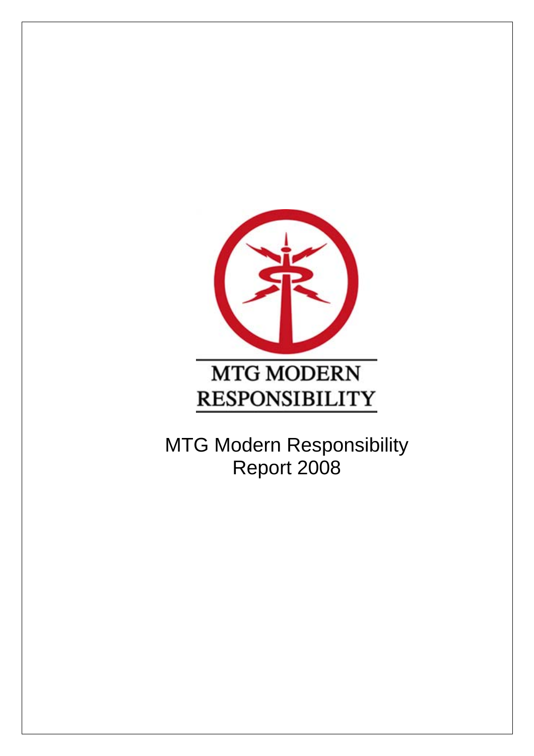MTG MODERN RESPONSIBILITY

# MTG Modern Responsibility Report 2008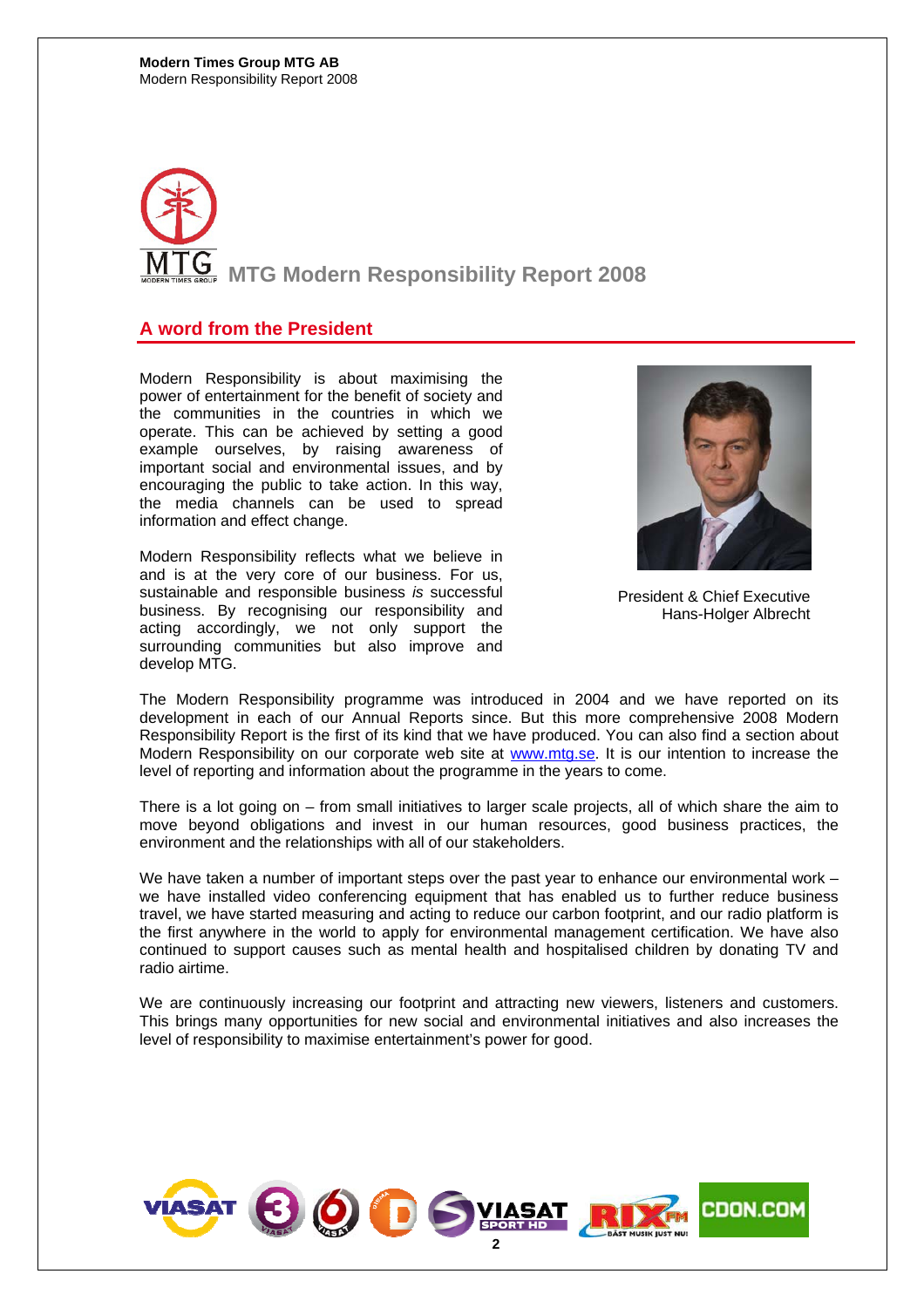# MTG Modern Responsibility Report 2008

## A word from the President

Modern Responsibility is about maximising the power of entertainment for the benefit of society and the communities in the countries in which we operate. This can be achieved by setting a good example ourselves, by raising awareness of important social and environmental issues, and by encouraging the public to take action. In this way, the media channels can be used to spread information and effect change.

Modern Responsibility reflects what we believe in and is at the very core of our business. For us, sustainable and responsible business *is* successful business. By recognising our responsibility and acting accordingly, we not only support the surrounding communities but also improve and develop MTG.

President & Chief Executive
Hans-Holger Albrecht

The Modern Responsibility programme was introduced in 2004 and we have reported on its development in each of our Annual Reports since. But this more comprehensive 2008 Modern Responsibility Report is the first of its kind that we have produced. You can also find a section about Modern Responsibility on our corporate web site at www.mtg.se. It is our intention to increase the level of reporting and information about the programme in the years to come.

There is a lot going on – from small initiatives to larger scale projects, all of which share the aim to move beyond obligations and invest in our human resources, good business practices, the environment and the relationships with all of our stakeholders.

We have taken a number of important steps over the past year to enhance our environmental work – we have installed video conferencing equipment that has enabled us to further reduce business travel, we have started measuring and acting to reduce our carbon footprint, and our radio platform is the first anywhere in the world to apply for environmental management certification. We have also continued to support causes such as mental health and hospitalised children by donating TV and radio airtime.

We are continuously increasing our footprint and attracting new viewers, listeners and customers. This brings many opportunities for new social and environmental initiatives and also increases the level of responsibility to maximise entertainment's power for good.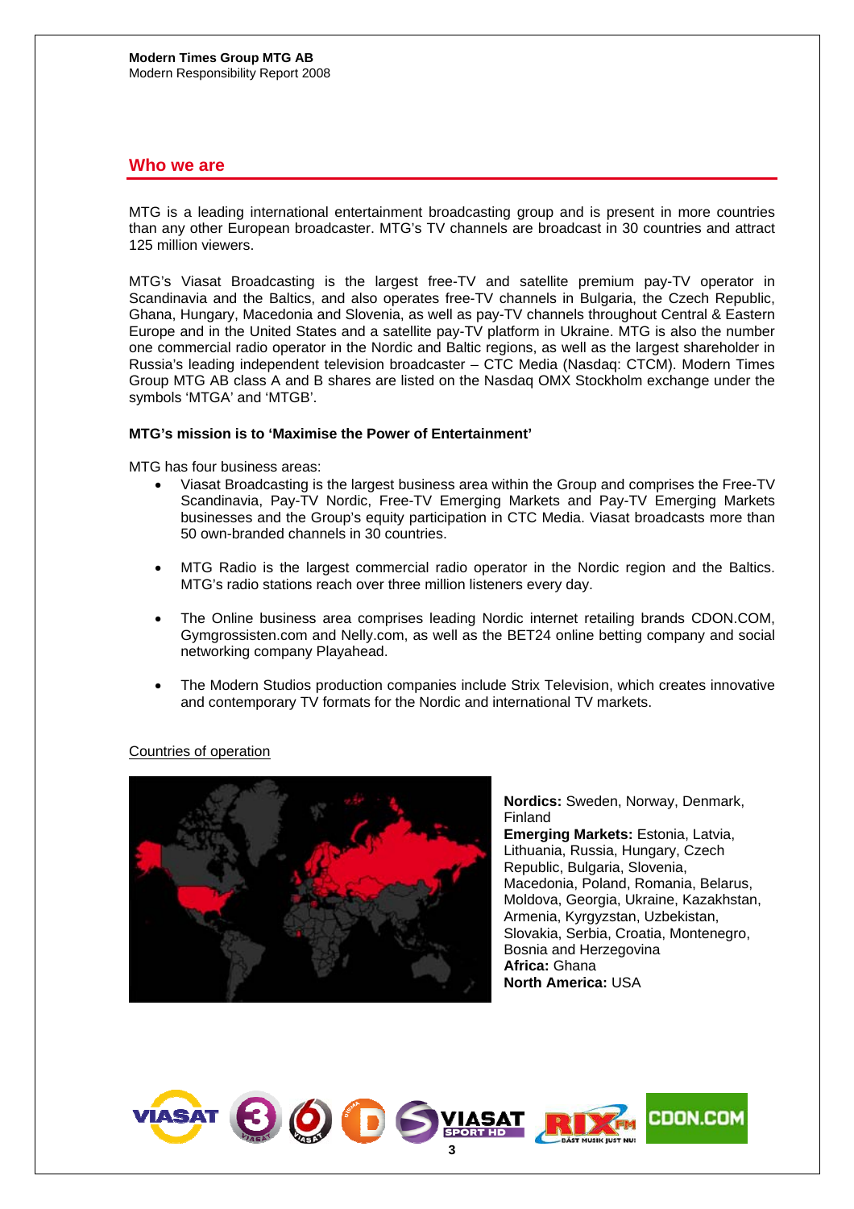## Who we are

MTG is a leading international entertainment broadcasting group and is present in more countries than any other European broadcaster. MTG's TV channels are broadcast in 30 countries and attract 125 million viewers.

MTG's Viasat Broadcasting is the largest free-TV and satellite premium pay-TV operator in Scandinavia and the Baltics, and also operates free-TV channels in Bulgaria, the Czech Republic, Ghana, Hungary, Macedonia and Slovenia, as well as pay-TV channels throughout Central & Eastern Europe and in the United States and a satellite pay-TV platform in Ukraine. MTG is also the number one commercial radio operator in the Nordic and Baltic regions, as well as the largest shareholder in Russia's leading independent television broadcaster – CTC Media (Nasdaq: CTCM). Modern Times Group MTG AB class A and B shares are listed on the Nasdaq OMX Stockholm exchange under the symbols 'MTGA' and 'MTGB'.

**MTG's mission is to 'Maximise the Power of Entertainment'**

MTG has four business areas:

- Viasat Broadcasting is the largest business area within the Group and comprises the Free-TV Scandinavia, Pay-TV Nordic, Free-TV Emerging Markets and Pay-TV Emerging Markets businesses and the Group's equity participation in CTC Media. Viasat broadcasts more than 50 own-branded channels in 30 countries.
- MTG Radio is the largest commercial radio operator in the Nordic region and the Baltics. MTG's radio stations reach over three million listeners every day.
- The Online business area comprises leading Nordic internet retailing brands CDON.COM, Gymgrossisten.com and Nelly.com, as well as the BET24 online betting company and social networking company Playahead.
- The Modern Studios production companies include Strix Television, which creates innovative and contemporary TV formats for the Nordic and international TV markets.

Countries of operation

**Nordics:** Sweden, Norway, Denmark, Finland
**Emerging Markets:** Estonia, Latvia, Lithuania, Russia, Hungary, Czech Republic, Bulgaria, Slovenia, Macedonia, Poland, Romania, Belarus, Moldova, Georgia, Ukraine, Kazakhstan, Armenia, Kyrgyzstan, Uzbekistan, Slovakia, Serbia, Croatia, Montenegro, Bosnia and Herzegovina
**Africa:** Ghana
**North America:** USA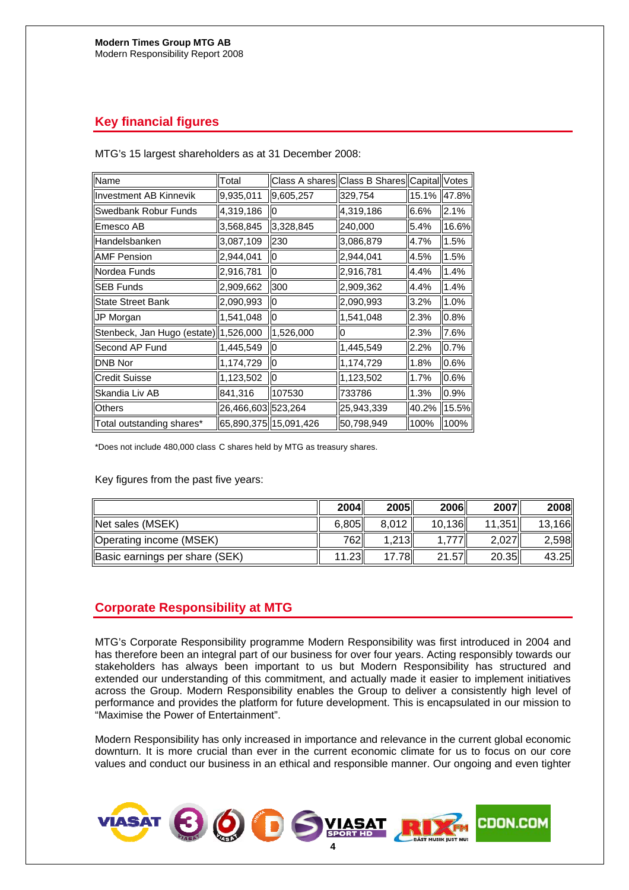## Key financial figures

MTG's 15 largest shareholders as at 31 December 2008:

| Name | Total | Class A shares | Class B Shares | Capital | Votes |
|---|---|---|---|---|---|
| Investment AB Kinnevik | 9,935,011 | 9,605,257 | 329,754 | 15.1% | 47.8% |
| Swedbank Robur Funds | 4,319,186 | 0 | 4,319,186 | 6.6% | 2.1% |
| Emesco AB | 3,568,845 | 3,328,845 | 240,000 | 5.4% | 16.6% |
| Handelsbanken | 3,087,109 | 230 | 3,086,879 | 4.7% | 1.5% |
| AMF Pension | 2,944,041 | 0 | 2,944,041 | 4.5% | 1.5% |
| Nordea Funds | 2,916,781 | 0 | 2,916,781 | 4.4% | 1.4% |
| SEB Funds | 2,909,662 | 300 | 2,909,362 | 4.4% | 1.4% |
| State Street Bank | 2,090,993 | 0 | 2,090,993 | 3.2% | 1.0% |
| JP Morgan | 1,541,048 | 0 | 1,541,048 | 2.3% | 0.8% |
| Stenbeck, Jan Hugo (estate) | 1,526,000 | 1,526,000 | 0 | 2.3% | 7.6% |
| Second AP Fund | 1,445,549 | 0 | 1,445,549 | 2.2% | 0.7% |
| DNB Nor | 1,174,729 | 0 | 1,174,729 | 1.8% | 0.6% |
| Credit Suisse | 1,123,502 | 0 | 1,123,502 | 1.7% | 0.6% |
| Skandia Liv AB | 841,316 | 107530 | 733786 | 1.3% | 0.9% |
| Others | 26,466,603 | 523,264 | 25,943,339 | 40.2% | 15.5% |
| Total outstanding shares* | 65,890,375 | 15,091,426 | 50,798,949 | 100% | 100% |

*Does not include 480,000 class C shares held by MTG as treasury shares.

Key figures from the past five years:

| | 2004 | 2005 | 2006 | 2007 | 2008 |
|---|---|---|---|---|---|
| Net sales (MSEK) | 6,805 | 8,012 | 10,136 | 11,351 | 13,166 |
| Operating income (MSEK) | 762 | 1,213 | 1,777 | 2,027 | 2,598 |
| Basic earnings per share (SEK) | 11.23 | 17.78 | 21.57 | 20.35 | 43.25 |

## Corporate Responsibility at MTG

MTG's Corporate Responsibility programme Modern Responsibility was first introduced in 2004 and has therefore been an integral part of our business for over four years. Acting responsibly towards our stakeholders has always been important to us but Modern Responsibility has structured and extended our understanding of this commitment, and actually made it easier to implement initiatives across the Group. Modern Responsibility enables the Group to deliver a consistently high level of performance and provides the platform for future development. This is encapsulated in our mission to "Maximise the Power of Entertainment".

Modern Responsibility has only increased in importance and relevance in the current global economic downturn. It is more crucial than ever in the current economic climate for us to focus on our core values and conduct our business in an ethical and responsible manner. Our ongoing and even tighter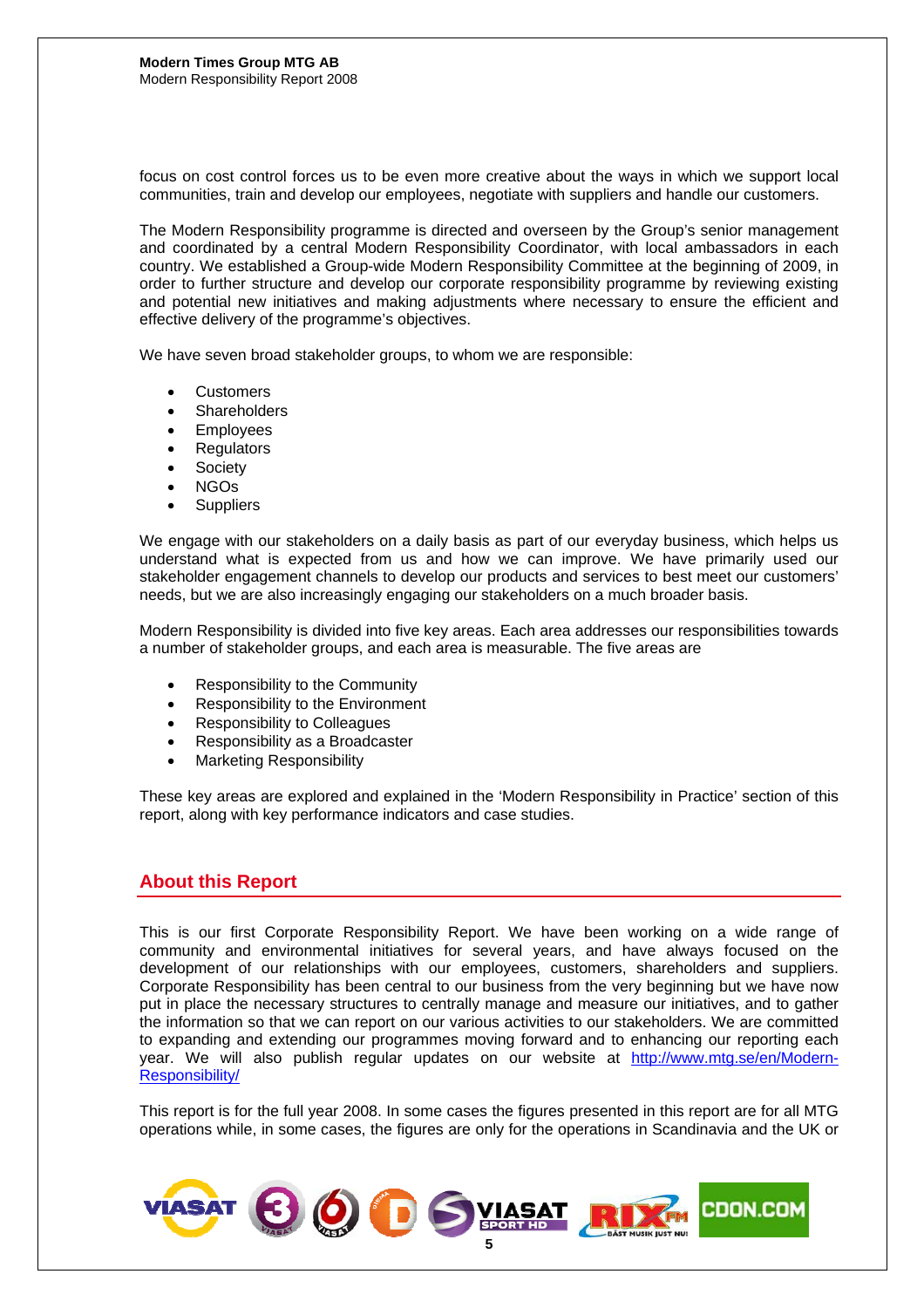focus on cost control forces us to be even more creative about the ways in which we support local communities, train and develop our employees, negotiate with suppliers and handle our customers.

The Modern Responsibility programme is directed and overseen by the Group's senior management and coordinated by a central Modern Responsibility Coordinator, with local ambassadors in each country. We established a Group-wide Modern Responsibility Committee at the beginning of 2009, in order to further structure and develop our corporate responsibility programme by reviewing existing and potential new initiatives and making adjustments where necessary to ensure the efficient and effective delivery of the programme's objectives.

We have seven broad stakeholder groups, to whom we are responsible:

- Customers
- Shareholders
- Employees
- Regulators
- Society
- NGOs
- Suppliers

We engage with our stakeholders on a daily basis as part of our everyday business, which helps us understand what is expected from us and how we can improve. We have primarily used our stakeholder engagement channels to develop our products and services to best meet our customers' needs, but we are also increasingly engaging our stakeholders on a much broader basis.

Modern Responsibility is divided into five key areas. Each area addresses our responsibilities towards a number of stakeholder groups, and each area is measurable. The five areas are

- Responsibility to the Community
- Responsibility to the Environment
- Responsibility to Colleagues
- Responsibility as a Broadcaster
- Marketing Responsibility

These key areas are explored and explained in the 'Modern Responsibility in Practice' section of this report, along with key performance indicators and case studies.

## About this Report

This is our first Corporate Responsibility Report. We have been working on a wide range of community and environmental initiatives for several years, and have always focused on the development of our relationships with our employees, customers, shareholders and suppliers. Corporate Responsibility has been central to our business from the very beginning but we have now put in place the necessary structures to centrally manage and measure our initiatives, and to gather the information so that we can report on our various activities to our stakeholders. We are committed to expanding and extending our programmes moving forward and to enhancing our reporting each year. We will also publish regular updates on our website at http://www.mtg.se/en/Modern-Responsibility/

This report is for the full year 2008. In some cases the figures presented in this report are for all MTG operations while, in some cases, the figures are only for the operations in Scandinavia and the UK or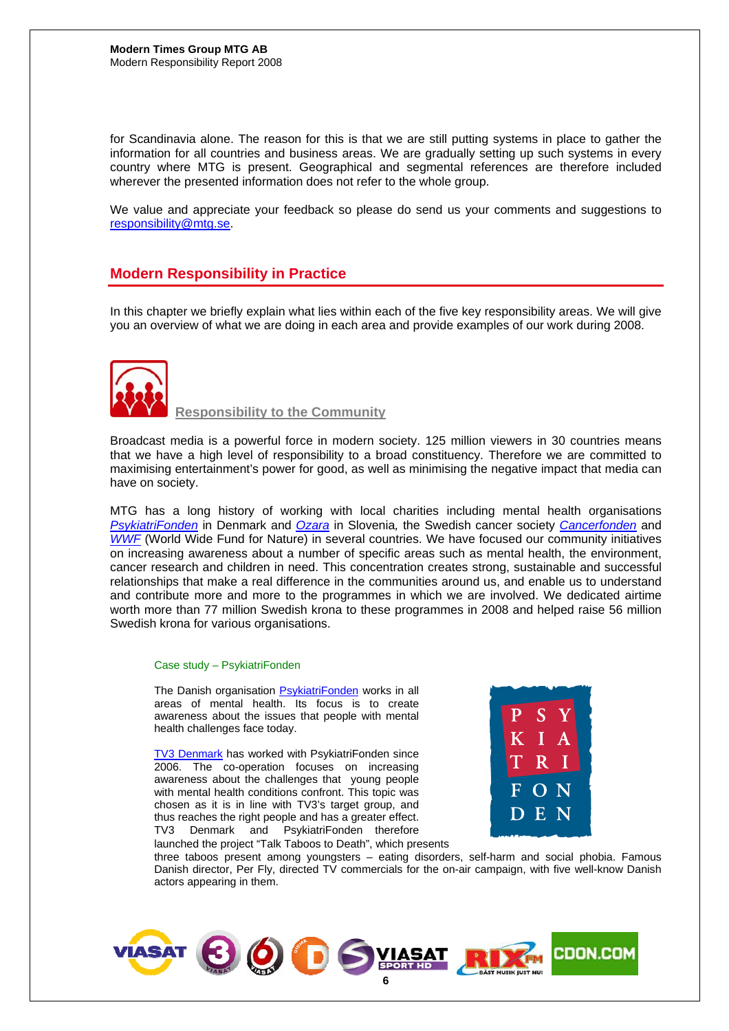for Scandinavia alone. The reason for this is that we are still putting systems in place to gather the information for all countries and business areas. We are gradually setting up such systems in every country where MTG is present. Geographical and segmental references are therefore included wherever the presented information does not refer to the whole group.

We value and appreciate your feedback so please do send us your comments and suggestions to responsibility@mtg.se.

## Modern Responsibility in Practice

In this chapter we briefly explain what lies within each of the five key responsibility areas. We will give you an overview of what we are doing in each area and provide examples of our work during 2008.

### Responsibility to the Community

Broadcast media is a powerful force in modern society. 125 million viewers in 30 countries means that we have a high level of responsibility to a broad constituency. Therefore we are committed to maximising entertainment's power for good, as well as minimising the negative impact that media can have on society.

MTG has a long history of working with local charities including mental health organisations *PsykiatriFonden* in Denmark and *Ozara* in Slovenia, the Swedish cancer society *Cancerfonden* and *WWF* (World Wide Fund for Nature) in several countries. We have focused our community initiatives on increasing awareness about a number of specific areas such as mental health, the environment, cancer research and children in need. This concentration creates strong, sustainable and successful relationships that make a real difference in the communities around us, and enable us to understand and contribute more and more to the programmes in which we are involved. We dedicated airtime worth more than 77 million Swedish krona to these programmes in 2008 and helped raise 56 million Swedish krona for various organisations.

Case study – PsykiatriFonden

The Danish organisation PsykiatriFonden works in all areas of mental health. Its focus is to create awareness about the issues that people with mental health challenges face today.

TV3 Denmark has worked with PsykiatriFonden since 2006. The co-operation focuses on increasing awareness about the challenges that young people with mental health conditions confront. This topic was chosen as it is in line with TV3's target group, and thus reaches the right people and has a greater effect. TV3 Denmark and PsykiatriFonden therefore launched the project "Talk Taboos to Death", which presents three taboos present among youngsters – eating disorders, self-harm and social phobia. Famous Danish director, Per Fly, directed TV commercials for the on-air campaign, with five well-know Danish actors appearing in them.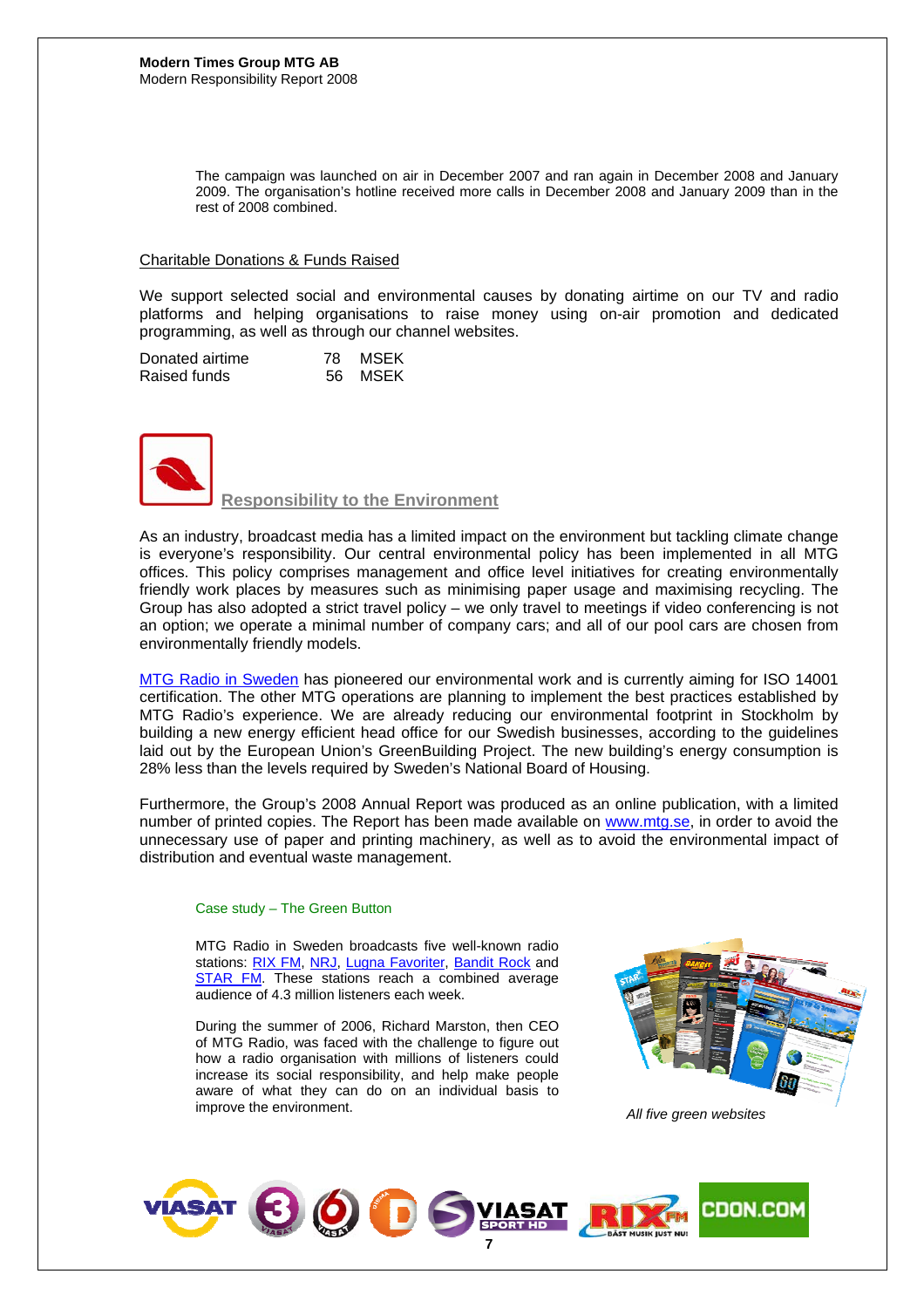The campaign was launched on air in December 2007 and ran again in December 2008 and January 2009. The organisation's hotline received more calls in December 2008 and January 2009 than in the rest of 2008 combined.

## Charitable Donations & Funds Raised

We support selected social and environmental causes by donating airtime on our TV and radio platforms and helping organisations to raise money using on-air promotion and dedicated programming, as well as through our channel websites.

| | | |
|---|---|---|
| Donated airtime | 78 | MSEK |
| Raised funds | 56 | MSEK |

## Responsibility to the Environment

As an industry, broadcast media has a limited impact on the environment but tackling climate change is everyone's responsibility. Our central environmental policy has been implemented in all MTG offices. This policy comprises management and office level initiatives for creating environmentally friendly work places by measures such as minimising paper usage and maximising recycling. The Group has also adopted a strict travel policy – we only travel to meetings if video conferencing is not an option; we operate a minimal number of company cars; and all of our pool cars are chosen from environmentally friendly models.

MTG Radio in Sweden has pioneered our environmental work and is currently aiming for ISO 14001 certification. The other MTG operations are planning to implement the best practices established by MTG Radio's experience. We are already reducing our environmental footprint in Stockholm by building a new energy efficient head office for our Swedish businesses, according to the guidelines laid out by the European Union's GreenBuilding Project. The new building's energy consumption is 28% less than the levels required by Sweden's National Board of Housing.

Furthermore, the Group's 2008 Annual Report was produced as an online publication, with a limited number of printed copies. The Report has been made available on www.mtg.se, in order to avoid the unnecessary use of paper and printing machinery, as well as to avoid the environmental impact of distribution and eventual waste management.

### Case study – The Green Button

MTG Radio in Sweden broadcasts five well-known radio stations: RIX FM, NRJ, Lugna Favoriter, Bandit Rock and STAR FM. These stations reach a combined average audience of 4.3 million listeners each week.

During the summer of 2006, Richard Marston, then CEO of MTG Radio, was faced with the challenge to figure out how a radio organisation with millions of listeners could increase its social responsibility, and help make people aware of what they can do on an individual basis to improve the environment.

*All five green websites*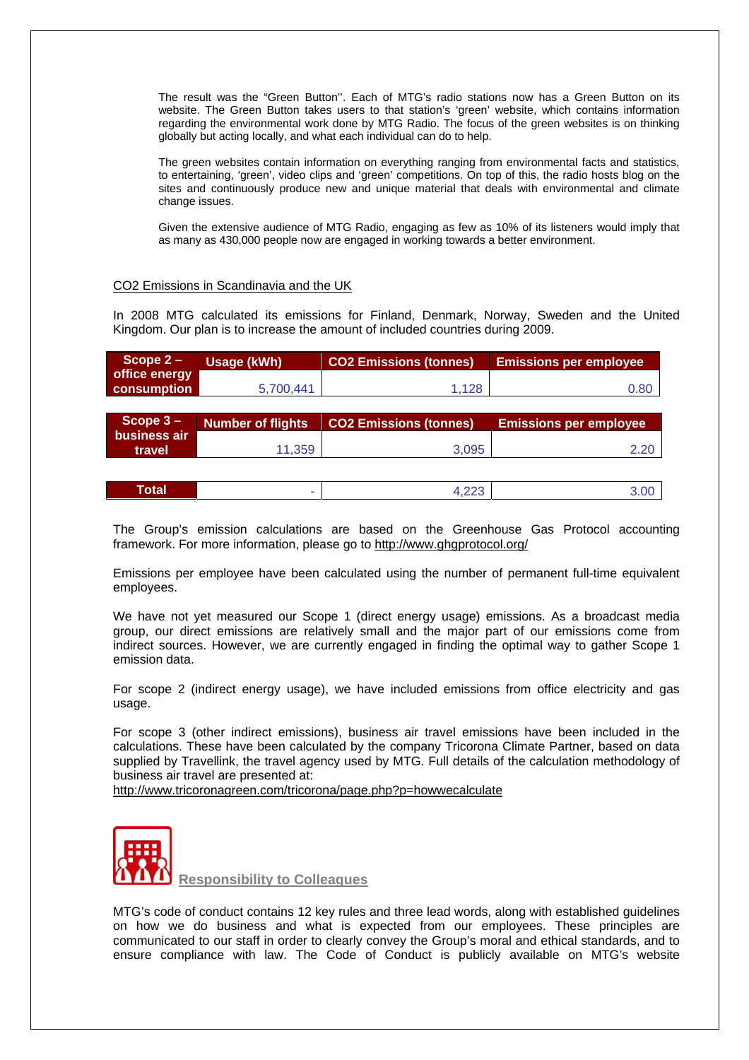The result was the "Green Button''. Each of MTG's radio stations now has a Green Button on its website. The Green Button takes users to that station's 'green' website, which contains information regarding the environmental work done by MTG Radio. The focus of the green websites is on thinking globally but acting locally, and what each individual can do to help.

The green websites contain information on everything ranging from environmental facts and statistics, to entertaining, 'green', video clips and 'green' competitions. On top of this, the radio hosts blog on the sites and continuously produce new and unique material that deals with environmental and climate change issues.

Given the extensive audience of MTG Radio, engaging as few as 10% of its listeners would imply that as many as 430,000 people now are engaged in working towards a better environment.

## CO2 Emissions in Scandinavia and the UK

In 2008 MTG calculated its emissions for Finland, Denmark, Norway, Sweden and the United Kingdom. Our plan is to increase the amount of included countries during 2009.

| Scope 2 – office energy consumption | Usage (kWh) | CO2 Emissions (tonnes) | Emissions per employee |
|---|---|---|---|
| | 5,700,441 | 1,128 | 0.80 |

| Scope 3 – business air travel | Number of flights | CO2 Emissions (tonnes) | Emissions per employee |
|---|---|---|---|
| | 11,359 | 3,095 | 2.20 |

| Total | - | 4,223 | 3.00 |
|---|---|---|---|

The Group's emission calculations are based on the Greenhouse Gas Protocol accounting framework. For more information, please go to http://www.ghgprotocol.org/

Emissions per employee have been calculated using the number of permanent full-time equivalent employees.

We have not yet measured our Scope 1 (direct energy usage) emissions. As a broadcast media group, our direct emissions are relatively small and the major part of our emissions come from indirect sources. However, we are currently engaged in finding the optimal way to gather Scope 1 emission data.

For scope 2 (indirect energy usage), we have included emissions from office electricity and gas usage.

For scope 3 (other indirect emissions), business air travel emissions have been included in the calculations. These have been calculated by the company Tricorona Climate Partner, based on data supplied by Travellink, the travel agency used by MTG. Full details of the calculation methodology of business air travel are presented at:
http://www.tricoronagreen.com/tricorona/page.php?p=howwecalculate

## Responsibility to Colleagues

MTG's code of conduct contains 12 key rules and three lead words, along with established guidelines on how we do business and what is expected from our employees. These principles are communicated to our staff in order to clearly convey the Group's moral and ethical standards, and to ensure compliance with law. The Code of Conduct is publicly available on MTG's website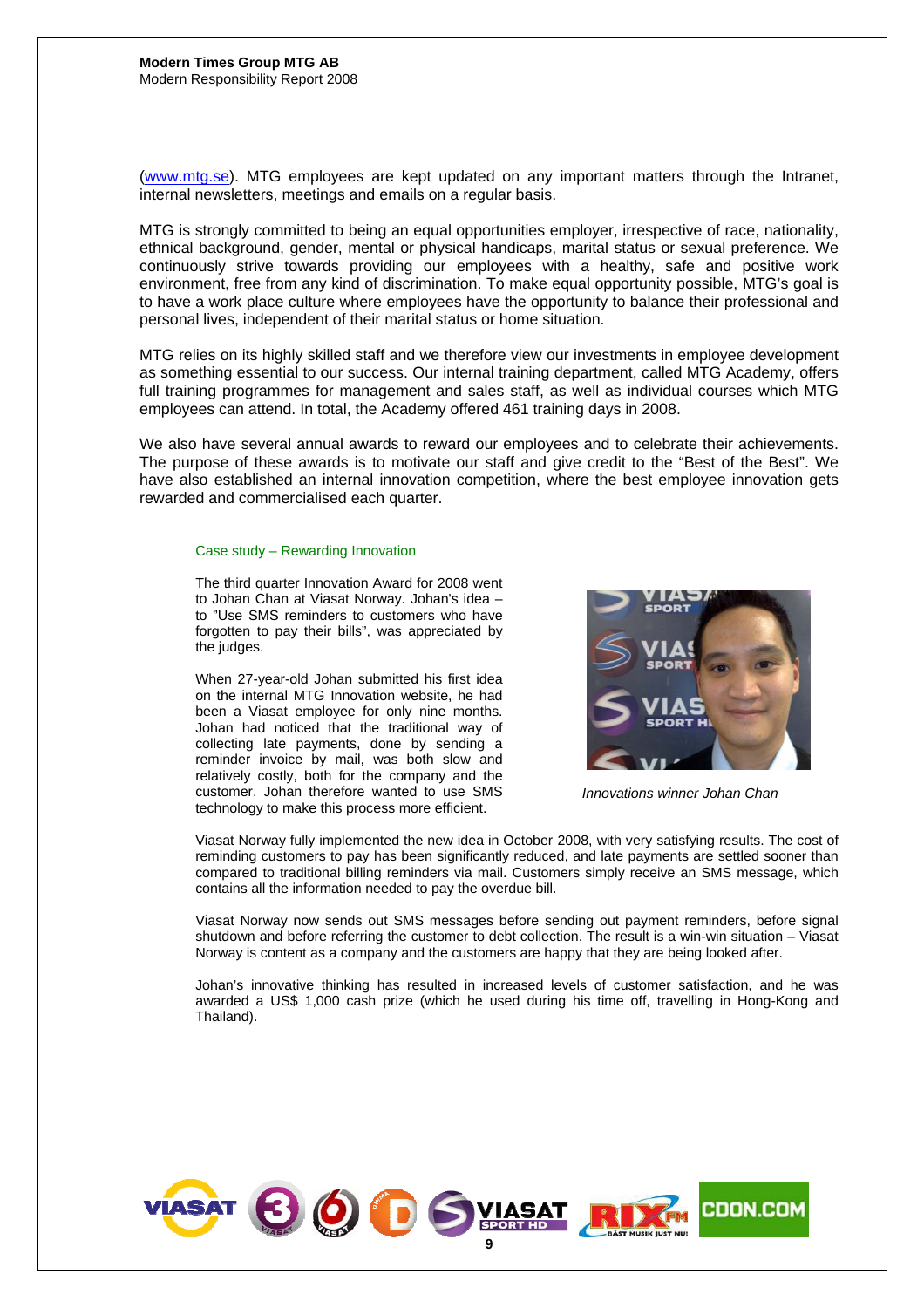(www.mtg.se). MTG employees are kept updated on any important matters through the Intranet, internal newsletters, meetings and emails on a regular basis.

MTG is strongly committed to being an equal opportunities employer, irrespective of race, nationality, ethnical background, gender, mental or physical handicaps, marital status or sexual preference. We continuously strive towards providing our employees with a healthy, safe and positive work environment, free from any kind of discrimination. To make equal opportunity possible, MTG's goal is to have a work place culture where employees have the opportunity to balance their professional and personal lives, independent of their marital status or home situation.

MTG relies on its highly skilled staff and we therefore view our investments in employee development as something essential to our success. Our internal training department, called MTG Academy, offers full training programmes for management and sales staff, as well as individual courses which MTG employees can attend. In total, the Academy offered 461 training days in 2008.

We also have several annual awards to reward our employees and to celebrate their achievements. The purpose of these awards is to motivate our staff and give credit to the "Best of the Best". We have also established an internal innovation competition, where the best employee innovation gets rewarded and commercialised each quarter.

### Case study – Rewarding Innovation

The third quarter Innovation Award for 2008 went to Johan Chan at Viasat Norway. Johan's idea – to "Use SMS reminders to customers who have forgotten to pay their bills", was appreciated by the judges.

When 27-year-old Johan submitted his first idea on the internal MTG Innovation website, he had been a Viasat employee for only nine months. Johan had noticed that the traditional way of collecting late payments, done by sending a reminder invoice by mail, was both slow and relatively costly, both for the company and the customer. Johan therefore wanted to use SMS technology to make this process more efficient.

*Innovations winner Johan Chan*

Viasat Norway fully implemented the new idea in October 2008, with very satisfying results. The cost of reminding customers to pay has been significantly reduced, and late payments are settled sooner than compared to traditional billing reminders via mail. Customers simply receive an SMS message, which contains all the information needed to pay the overdue bill.

Viasat Norway now sends out SMS messages before sending out payment reminders, before signal shutdown and before referring the customer to debt collection. The result is a win-win situation – Viasat Norway is content as a company and the customers are happy that they are being looked after.

Johan's innovative thinking has resulted in increased levels of customer satisfaction, and he was awarded a US$ 1,000 cash prize (which he used during his time off, travelling in Hong-Kong and Thailand).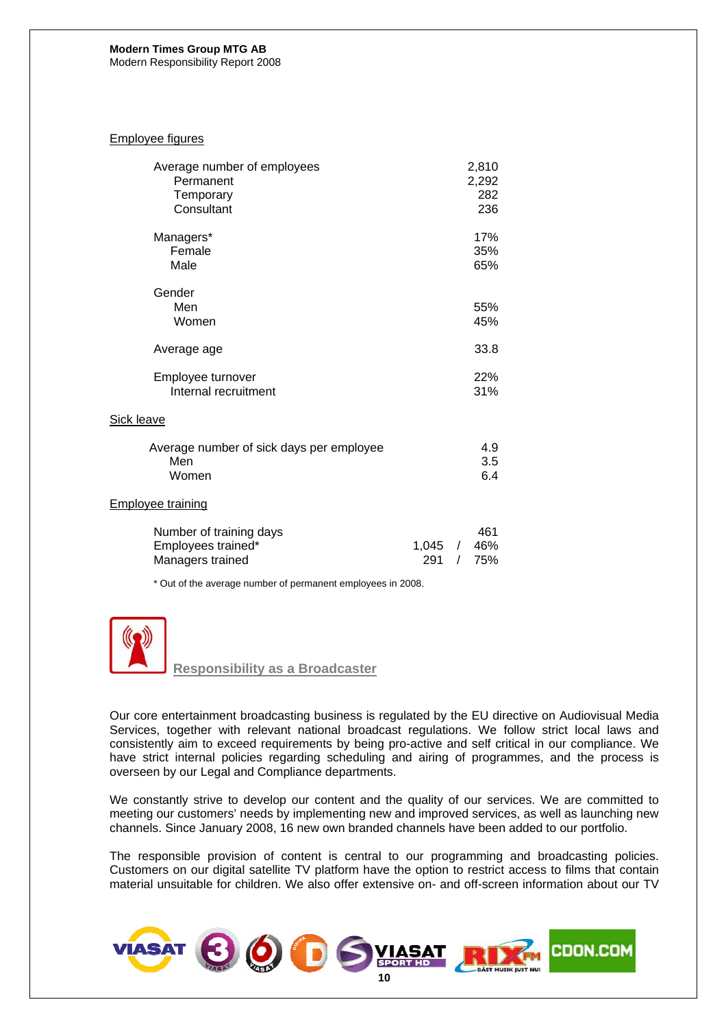### Employee figures

| | |
|---|---|
| Average number of employees | 2,810 |
| Permanent | 2,292 |
| Temporary | 282 |
| Consultant | 236 |
| | |
| Managers* | 17% |
| Female | 35% |
| Male | 65% |
| | |
| Gender | |
| Men | 55% |
| Women | 45% |
| | |
| Average age | 33.8 |
| | |
| Employee turnover | 22% |
| Internal recruitment | 31% |

### Sick leave

| | |
|---|---|
| Average number of sick days per employee | 4.9 |
| Men | 3.5 |
| Women | 6.4 |

### Employee training

| | |
|---|---|
| Number of training days | 461 |
| Employees trained* | 1,045 / 46% |
| Managers trained | 291 / 75% |

* Out of the average number of permanent employees in 2008.

## Responsibility as a Broadcaster

Our core entertainment broadcasting business is regulated by the EU directive on Audiovisual Media Services, together with relevant national broadcast regulations. We follow strict local laws and consistently aim to exceed requirements by being pro-active and self critical in our compliance. We have strict internal policies regarding scheduling and airing of programmes, and the process is overseen by our Legal and Compliance departments.

We constantly strive to develop our content and the quality of our services. We are committed to meeting our customers' needs by implementing new and improved services, as well as launching new channels. Since January 2008, 16 new own branded channels have been added to our portfolio.

The responsible provision of content is central to our programming and broadcasting policies. Customers on our digital satellite TV platform have the option to restrict access to films that contain material unsuitable for children. We also offer extensive on- and off-screen information about our TV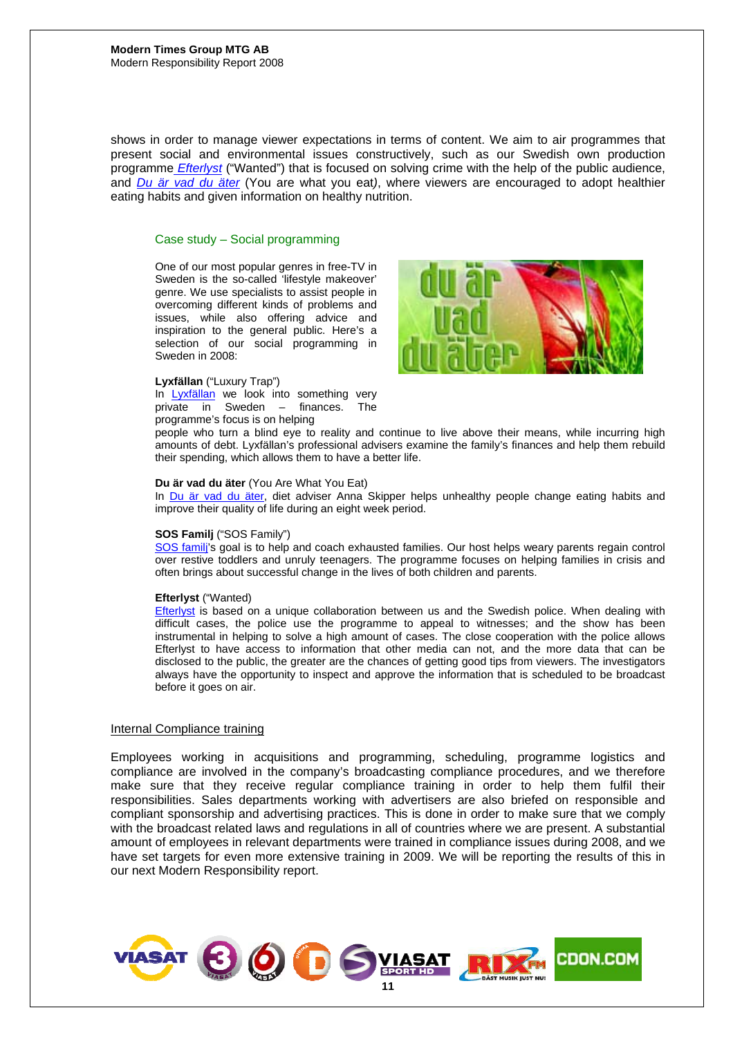shows in order to manage viewer expectations in terms of content. We aim to air programmes that present social and environmental issues constructively, such as our Swedish own production programme *Efterlyst* ("Wanted") that is focused on solving crime with the help of the public audience, and *Du är vad du äter* (You are what you eat), where viewers are encouraged to adopt healthier eating habits and given information on healthy nutrition.

### Case study – Social programming

One of our most popular genres in free-TV in Sweden is the so-called 'lifestyle makeover' genre. We use specialists to assist people in overcoming different kinds of problems and issues, while also offering advice and inspiration to the general public. Here's a selection of our social programming in Sweden in 2008:

**Lyxfällan** ("Luxury Trap")
In Lyxfällan we look into something very private in Sweden – finances. The programme's focus is on helping people who turn a blind eye to reality and continue to live above their means, while incurring high amounts of debt. Lyxfällan's professional advisers examine the family's finances and help them rebuild their spending, which allows them to have a better life.

**Du är vad du äter** (You Are What You Eat)
In Du är vad du äter, diet adviser Anna Skipper helps unhealthy people change eating habits and improve their quality of life during an eight week period.

**SOS Familj** ("SOS Family")
SOS familj's goal is to help and coach exhausted families. Our host helps weary parents regain control over restive toddlers and unruly teenagers. The programme focuses on helping families in crisis and often brings about successful change in the lives of both children and parents.

**Efterlyst** ("Wanted")
Efterlyst is based on a unique collaboration between us and the Swedish police. When dealing with difficult cases, the police use the programme to appeal to witnesses; and the show has been instrumental in helping to solve a high amount of cases. The close cooperation with the police allows Efterlyst to have access to information that other media can not, and the more data that can be disclosed to the public, the greater are the chances of getting good tips from viewers. The investigators always have the opportunity to inspect and approve the information that is scheduled to be broadcast before it goes on air.

## Internal Compliance training

Employees working in acquisitions and programming, scheduling, programme logistics and compliance are involved in the company's broadcasting compliance procedures, and we therefore make sure that they receive regular compliance training in order to help them fulfil their responsibilities. Sales departments working with advertisers are also briefed on responsible and compliant sponsorship and advertising practices. This is done in order to make sure that we comply with the broadcast related laws and regulations in all of countries where we are present. A substantial amount of employees in relevant departments were trained in compliance issues during 2008, and we have set targets for even more extensive training in 2009. We will be reporting the results of this in our next Modern Responsibility report.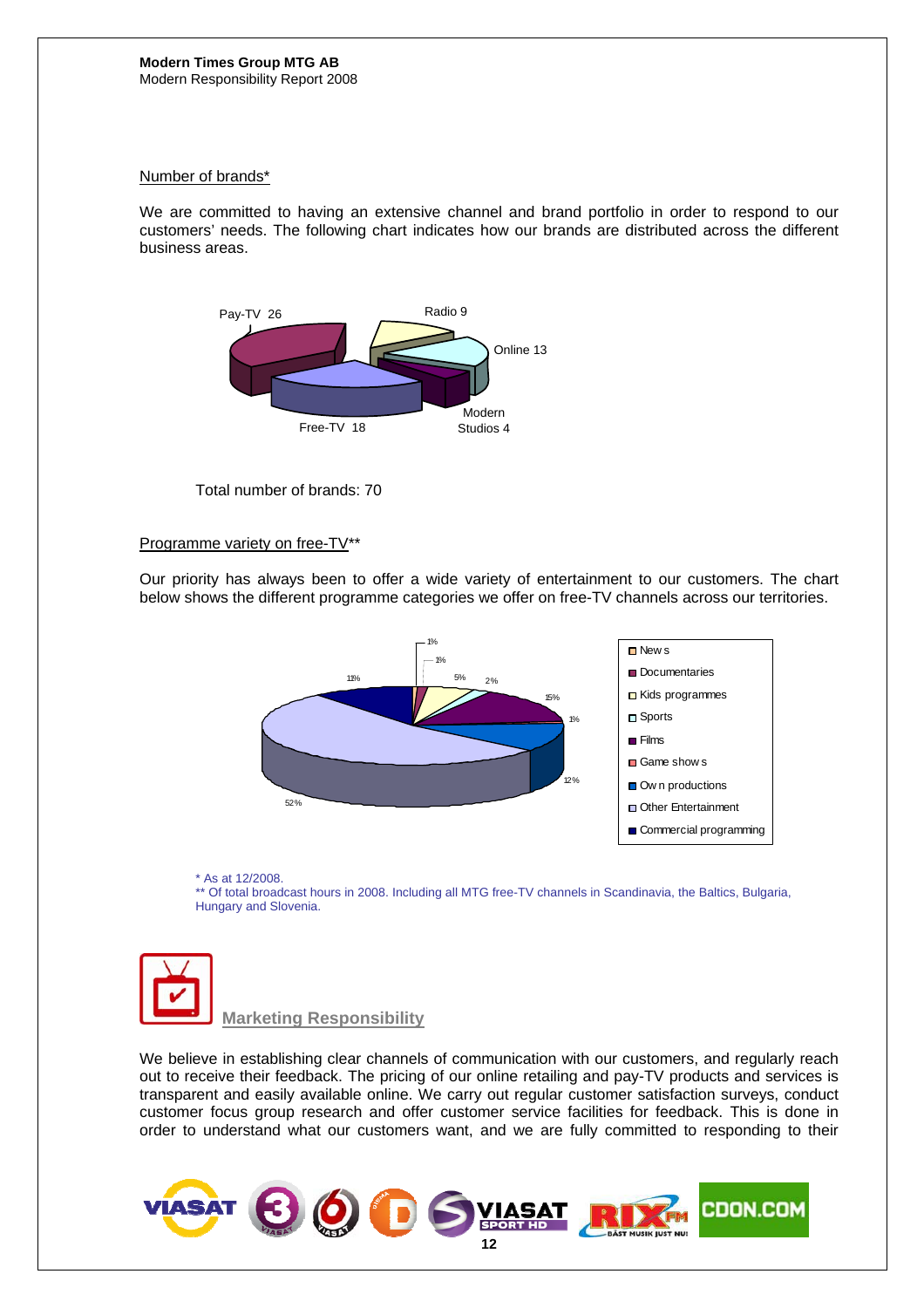Modern Times Group MTG AB
Modern Responsibility Report 2008

Number of brands*

We are committed to having an extensive channel and brand portfolio in order to respond to our customers' needs. The following chart indicates how our brands are distributed across the different business areas.

Pay-TV 26
Radio 9
Online 13
Modern Studios 4
Free-TV 18

Total number of brands: 70

Programme variety on free-TV**

Our priority has always been to offer a wide variety of entertainment to our customers. The chart below shows the different programme categories we offer on free-TV channels across our territories.

| Category | Share |
|---|---|
| News | 1% |
| Documentaries | 1% |
| Kids programmes | 5% |
| Sports | 2% |
| Films | 15% |
| Game shows | 1% |
| Own productions | 12% |
| Other Entertainment | 52% |
| Commercial programming | 11% |

\* As at 12/2008.
** Of total broadcast hours in 2008. Including all MTG free-TV channels in Scandinavia, the Baltics, Bulgaria, Hungary and Slovenia.

## Marketing Responsibility

We believe in establishing clear channels of communication with our customers, and regularly reach out to receive their feedback. The pricing of our online retailing and pay-TV products and services is transparent and easily available online. We carry out regular customer satisfaction surveys, conduct customer focus group research and offer customer service facilities for feedback. This is done in order to understand what our customers want, and we are fully committed to responding to their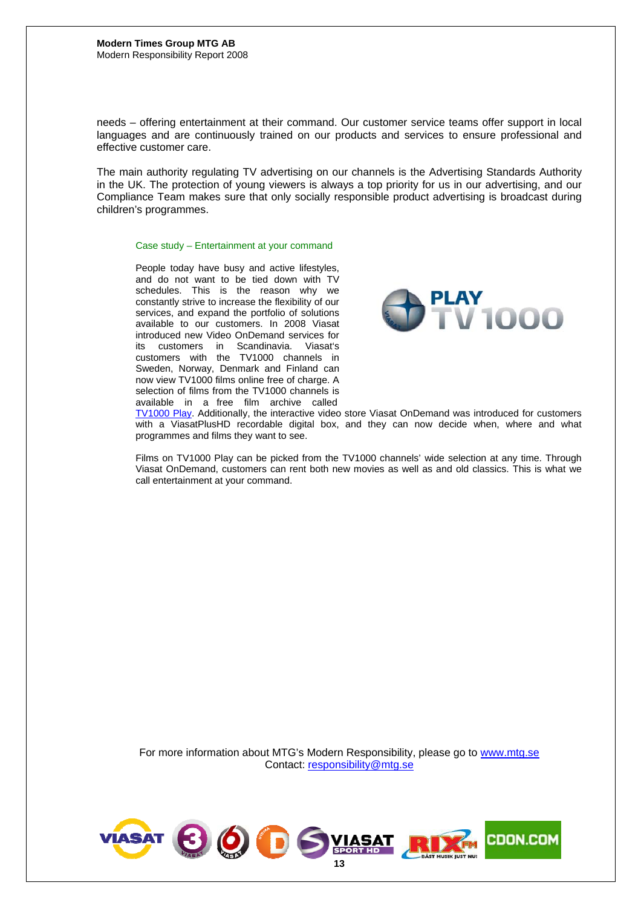needs – offering entertainment at their command. Our customer service teams offer support in local languages and are continuously trained on our products and services to ensure professional and effective customer care.

The main authority regulating TV advertising on our channels is the Advertising Standards Authority in the UK. The protection of young viewers is always a top priority for us in our advertising, and our Compliance Team makes sure that only socially responsible product advertising is broadcast during children's programmes.

### Case study – Entertainment at your command

People today have busy and active lifestyles, and do not want to be tied down with TV schedules. This is the reason why we constantly strive to increase the flexibility of our services, and expand the portfolio of solutions available to our customers. In 2008 Viasat introduced new Video OnDemand services for its customers in Scandinavia. Viasat's customers with the TV1000 channels in Sweden, Norway, Denmark and Finland can now view TV1000 films online free of charge. A selection of films from the TV1000 channels is available in a free film archive called TV1000 Play. Additionally, the interactive video store Viasat OnDemand was introduced for customers with a ViasatPlusHD recordable digital box, and they can now decide when, where and what programmes and films they want to see.

Films on TV1000 Play can be picked from the TV1000 channels' wide selection at any time. Through Viasat OnDemand, customers can rent both new movies as well as and old classics. This is what we call entertainment at your command.

For more information about MTG's Modern Responsibility, please go to www.mtg.se
Contact: responsibility@mtg.se